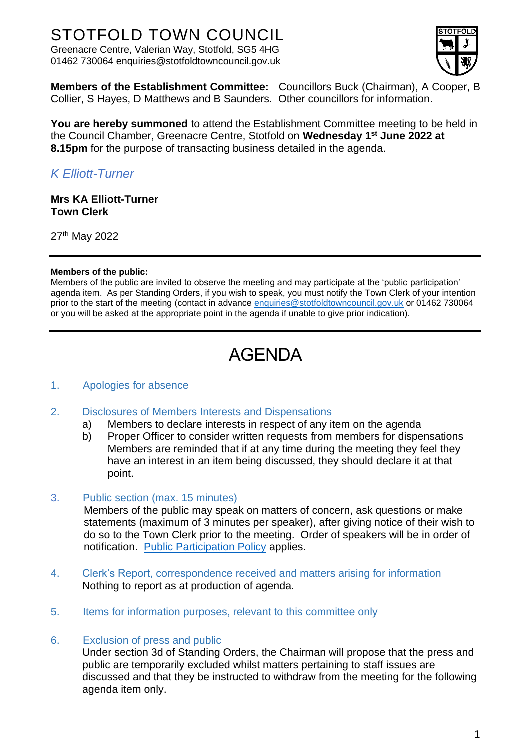# STOTFOLD TOWN COUNCIL

Greenacre Centre, Valerian Way, Stotfold, SG5 4HG
01462 730064 enquiries@stotfoldtowncouncil.gov.uk

**Members of the Establishment Committee:** Councillors Buck (Chairman), A Cooper, B Collier, S Hayes, D Matthews and B Saunders. Other councillors for information.

**You are hereby summoned** to attend the Establishment Committee meeting to be held in the Council Chamber, Greenacre Centre, Stotfold on **Wednesday 1st June 2022 at 8.15pm** for the purpose of transacting business detailed in the agenda.

*K Elliott-Turner*

**Mrs KA Elliott-Turner**
**Town Clerk**

27th May 2022

---

**Members of the public:**
Members of the public are invited to observe the meeting and may participate at the 'public participation' agenda item. As per Standing Orders, if you wish to speak, you must notify the Town Clerk of your intention prior to the start of the meeting (contact in advance enquiries@stotfoldtowncouncil.gov.uk or 01462 730064 or you will be asked at the appropriate point in the agenda if unable to give prior indication).

---

# AGENDA

1. Apologies for absence

2. Disclosures of Members Interests and Dispensations
   a) Members to declare interests in respect of any item on the agenda
   b) Proper Officer to consider written requests from members for dispensations
   Members are reminded that if at any time during the meeting they feel they have an interest in an item being discussed, they should declare it at that point.

3. Public section (max. 15 minutes)
   Members of the public may speak on matters of concern, ask questions or make statements (maximum of 3 minutes per speaker), after giving notice of their wish to do so to the Town Clerk prior to the meeting. Order of speakers will be in order of notification. Public Participation Policy applies.

4. Clerk's Report, correspondence received and matters arising for information
   Nothing to report as at production of agenda.

5. Items for information purposes, relevant to this committee only

6. Exclusion of press and public
   Under section 3d of Standing Orders, the Chairman will propose that the press and public are temporarily excluded whilst matters pertaining to staff issues are discussed and that they be instructed to withdraw from the meeting for the following agenda item only.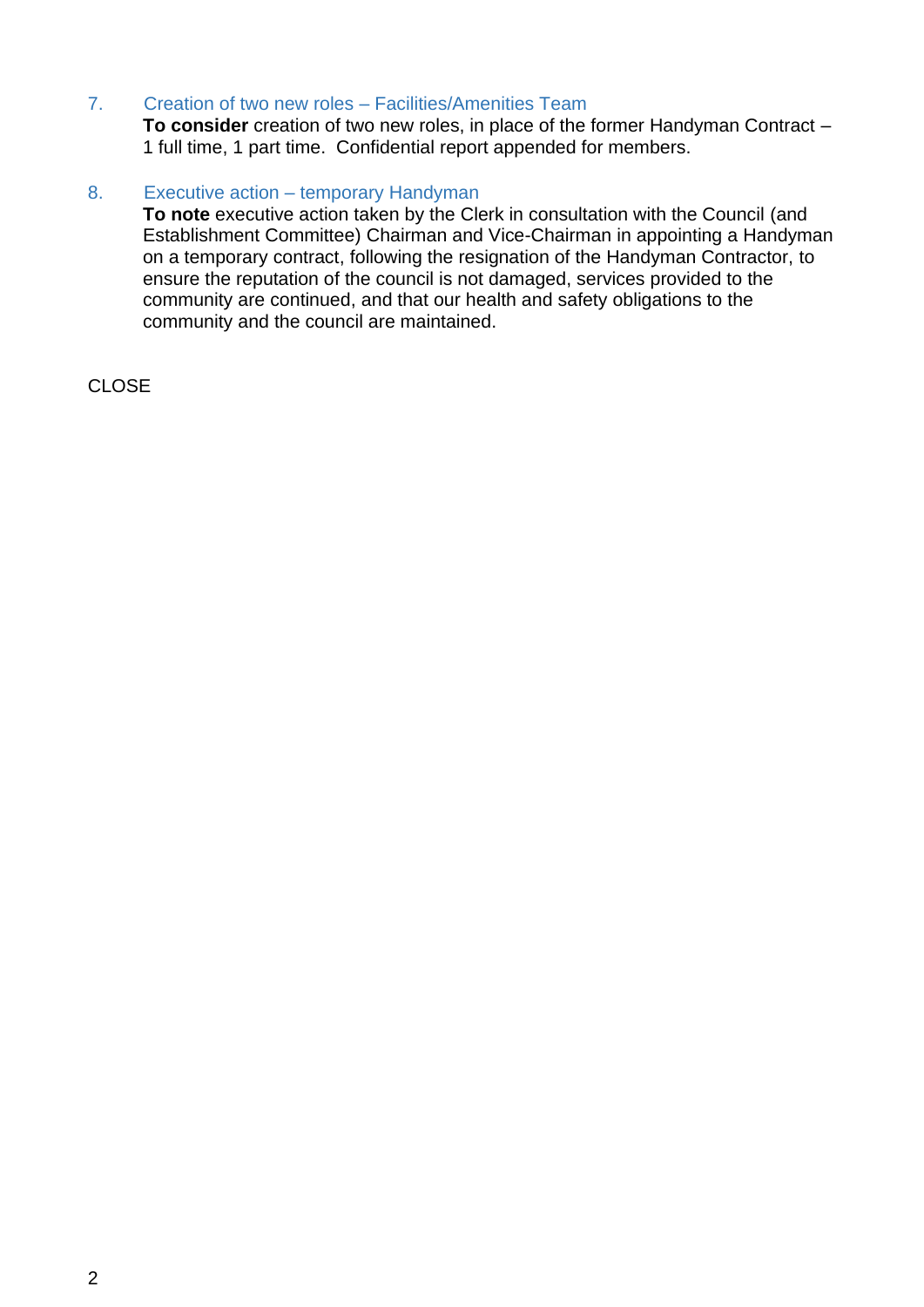### 7. Creation of two new roles – Facilities/Amenities Team

**To consider** creation of two new roles, in place of the former Handyman Contract – 1 full time, 1 part time. Confidential report appended for members.

### 8. Executive action – temporary Handyman

**To note** executive action taken by the Clerk in consultation with the Council (and Establishment Committee) Chairman and Vice-Chairman in appointing a Handyman on a temporary contract, following the resignation of the Handyman Contractor, to ensure the reputation of the council is not damaged, services provided to the community are continued, and that our health and safety obligations to the community and the council are maintained.

CLOSE